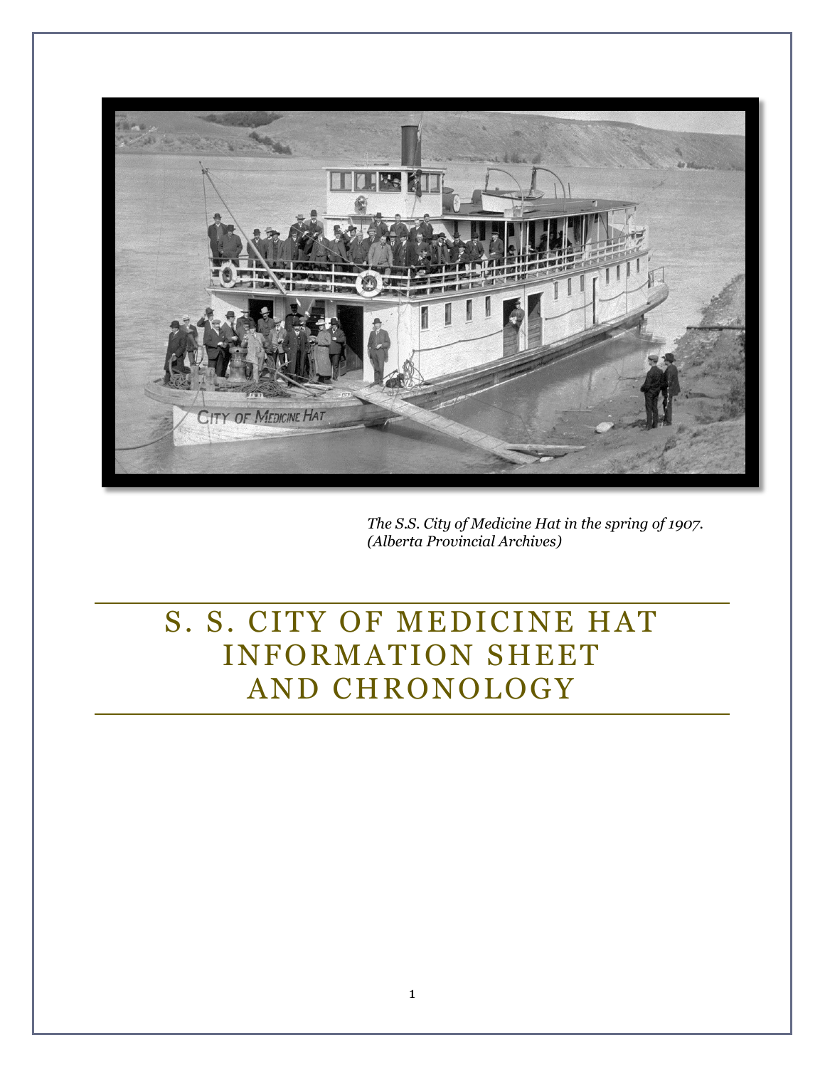*The S.S. City of Medicine Hat in the spring of 1907. (Alberta Provincial Archives)*

# S. S. CITY OF MEDICINE HAT INFORMATION SHEET AND CHRONOLOGY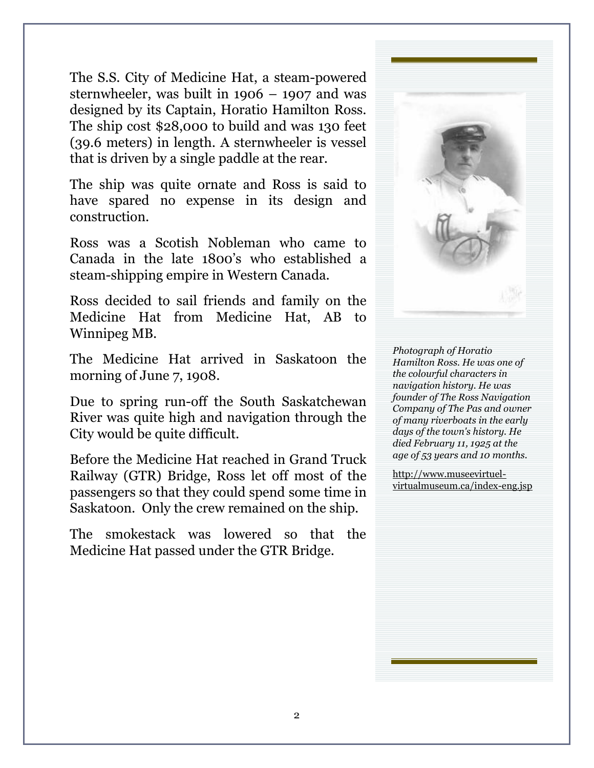The S.S. City of Medicine Hat, a steam-powered sternwheeler, was built in 1906 – 1907 and was designed by its Captain, Horatio Hamilton Ross. The ship cost $28,000 to build and was 130 feet (39.6 meters) in length. A sternwheeler is vessel that is driven by a single paddle at the rear.

The ship was quite ornate and Ross is said to have spared no expense in its design and construction.

Ross was a Scotish Nobleman who came to Canada in the late 1800's who established a steam-shipping empire in Western Canada.

Ross decided to sail friends and family on the Medicine Hat from Medicine Hat, AB to Winnipeg MB.

The Medicine Hat arrived in Saskatoon the morning of June 7, 1908.

Due to spring run-off the South Saskatchewan River was quite high and navigation through the City would be quite difficult.

Before the Medicine Hat reached in Grand Truck Railway (GTR) Bridge, Ross let off most of the passengers so that they could spend some time in Saskatoon. Only the crew remained on the ship.

The smokestack was lowered so that the Medicine Hat passed under the GTR Bridge.

*Photograph of Horatio Hamilton Ross. He was one of the colourful characters in navigation history. He was founder of The Ross Navigation Company of The Pas and owner of many riverboats in the early days of the town's history. He died February 11, 1925 at the age of 53 years and 10 months.*

http://www.museevirtuel-virtualmuseum.ca/index-eng.jsp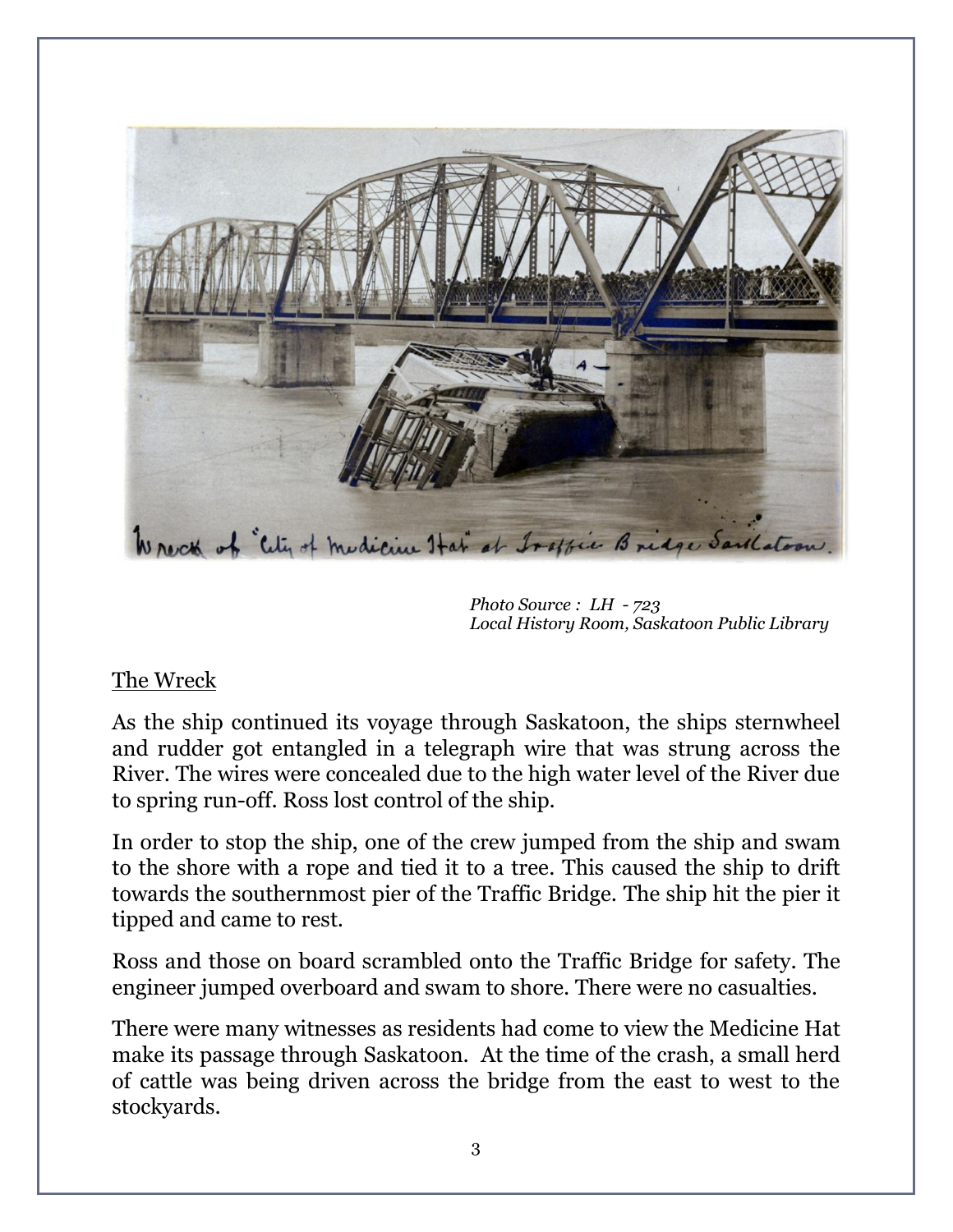Photo Source : LH - 723
Local History Room, Saskatoon Public Library

## The Wreck

As the ship continued its voyage through Saskatoon, the ships sternwheel and rudder got entangled in a telegraph wire that was strung across the River. The wires were concealed due to the high water level of the River due to spring run-off. Ross lost control of the ship.

In order to stop the ship, one of the crew jumped from the ship and swam to the shore with a rope and tied it to a tree. This caused the ship to drift towards the southernmost pier of the Traffic Bridge. The ship hit the pier it tipped and came to rest.

Ross and those on board scrambled onto the Traffic Bridge for safety. The engineer jumped overboard and swam to shore. There were no casualties.

There were many witnesses as residents had come to view the Medicine Hat make its passage through Saskatoon. At the time of the crash, a small herd of cattle was being driven across the bridge from the east to west to the stockyards.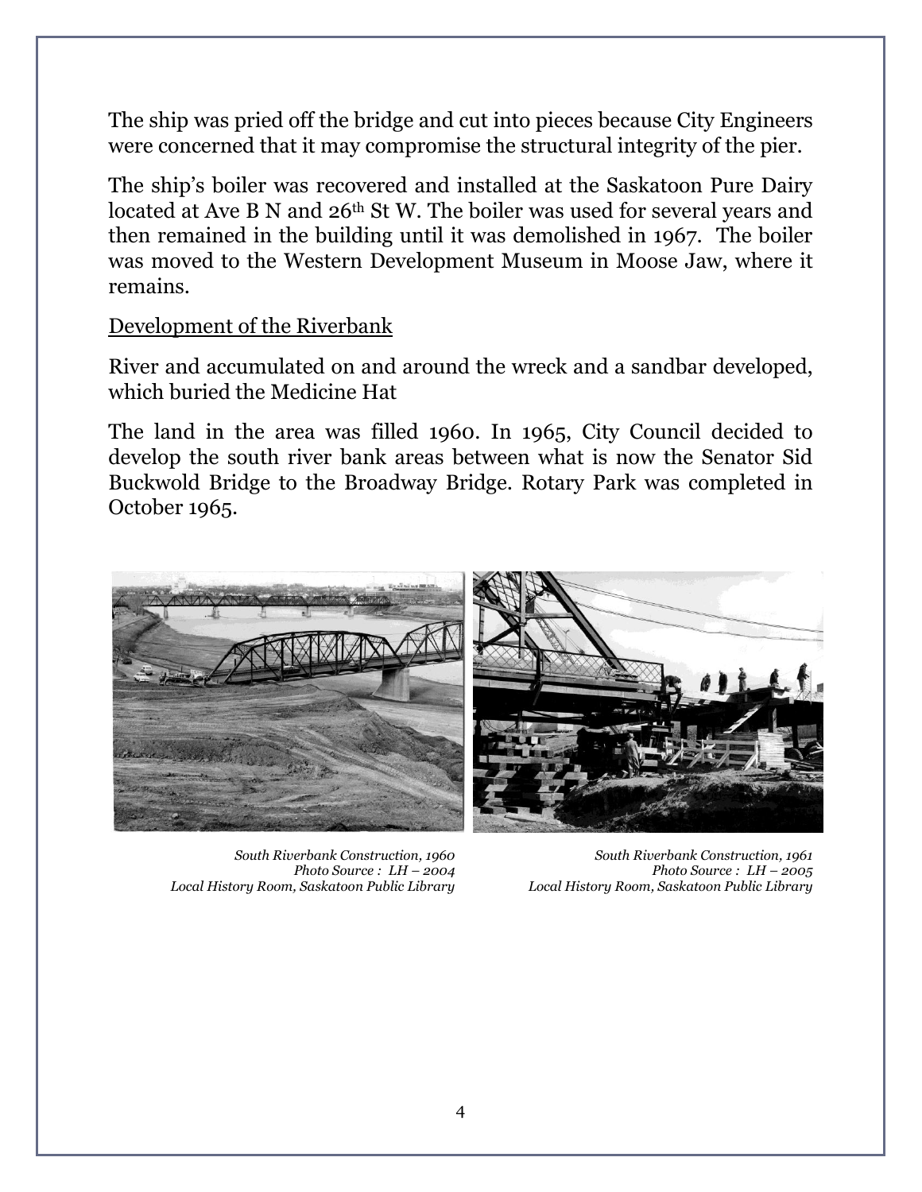The ship was pried off the bridge and cut into pieces because City Engineers were concerned that it may compromise the structural integrity of the pier.

The ship's boiler was recovered and installed at the Saskatoon Pure Dairy located at Ave B N and 26th St W. The boiler was used for several years and then remained in the building until it was demolished in 1967. The boiler was moved to the Western Development Museum in Moose Jaw, where it remains.

<u>Development of the Riverbank</u>

River and accumulated on and around the wreck and a sandbar developed, which buried the Medicine Hat

The land in the area was filled 1960. In 1965, City Council decided to develop the south river bank areas between what is now the Senator Sid Buckwold Bridge to the Broadway Bridge. Rotary Park was completed in October 1965.

*South Riverbank Construction, 1960*
*Photo Source : LH – 2004*
*Local History Room, Saskatoon Public Library*

*South Riverbank Construction, 1961*
*Photo Source : LH – 2005*
*Local History Room, Saskatoon Public Library*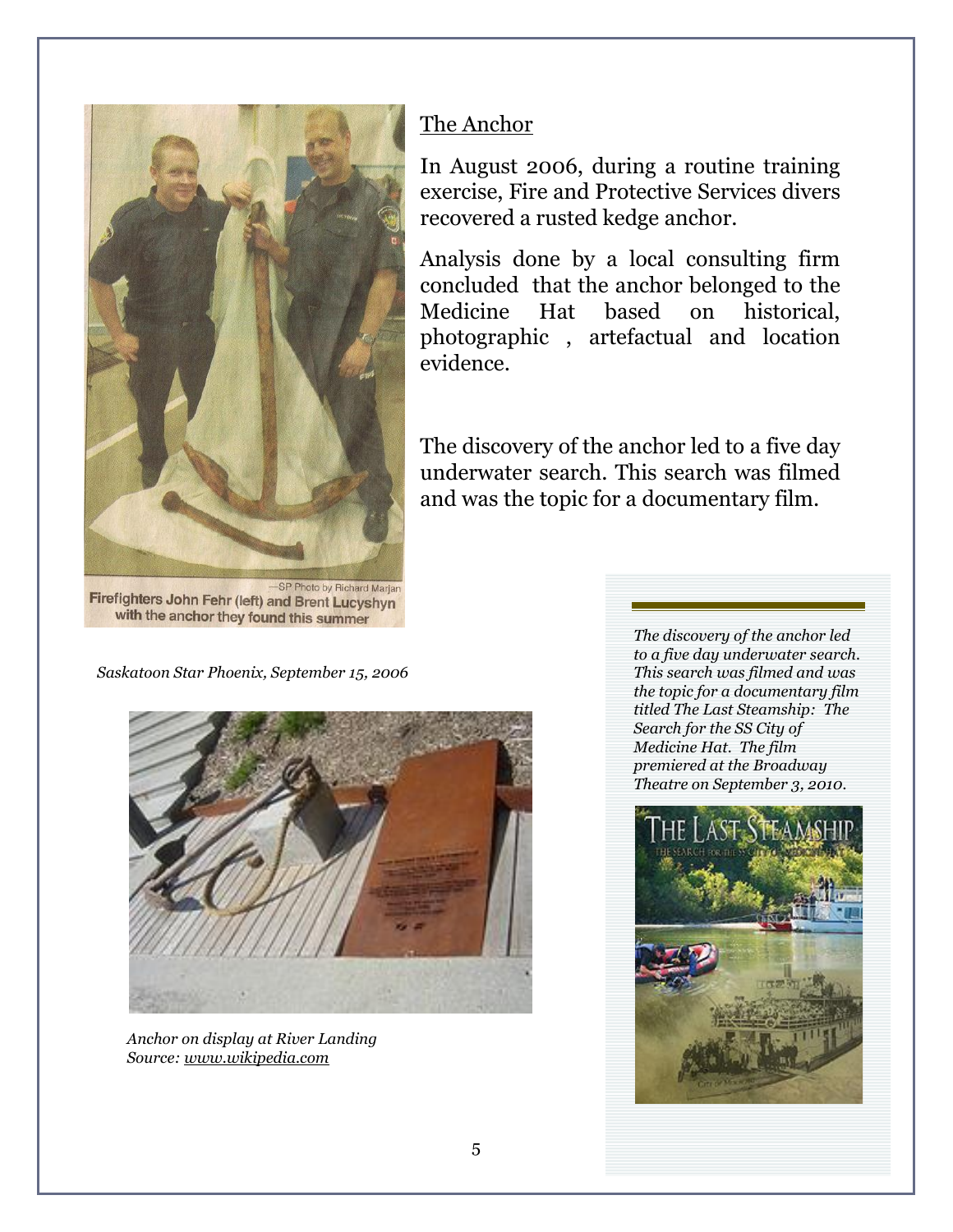## The Anchor

In August 2006, during a routine training exercise, Fire and Protective Services divers recovered a rusted kedge anchor.

Analysis done by a local consulting firm concluded that the anchor belonged to the Medicine Hat based on historical, photographic , artefactual and location evidence.

The discovery of the anchor led to a five day underwater search. This search was filmed and was the topic for a documentary film.

—SP Photo by Richard Marjan
**Firefighters John Fehr (left) and Brent Lucyshyn with the anchor they found this summer**

*Saskatoon Star Phoenix, September 15, 2006*

*Anchor on display at River Landing*
*Source: [www.wikipedia.com](www.wikipedia.com)*

*The discovery of the anchor led to a five day underwater search. This search was filmed and was the topic for a documentary film titled The Last Steamship: The Search for the SS City of Medicine Hat. The film premiered at the Broadway Theatre on September 3, 2010.*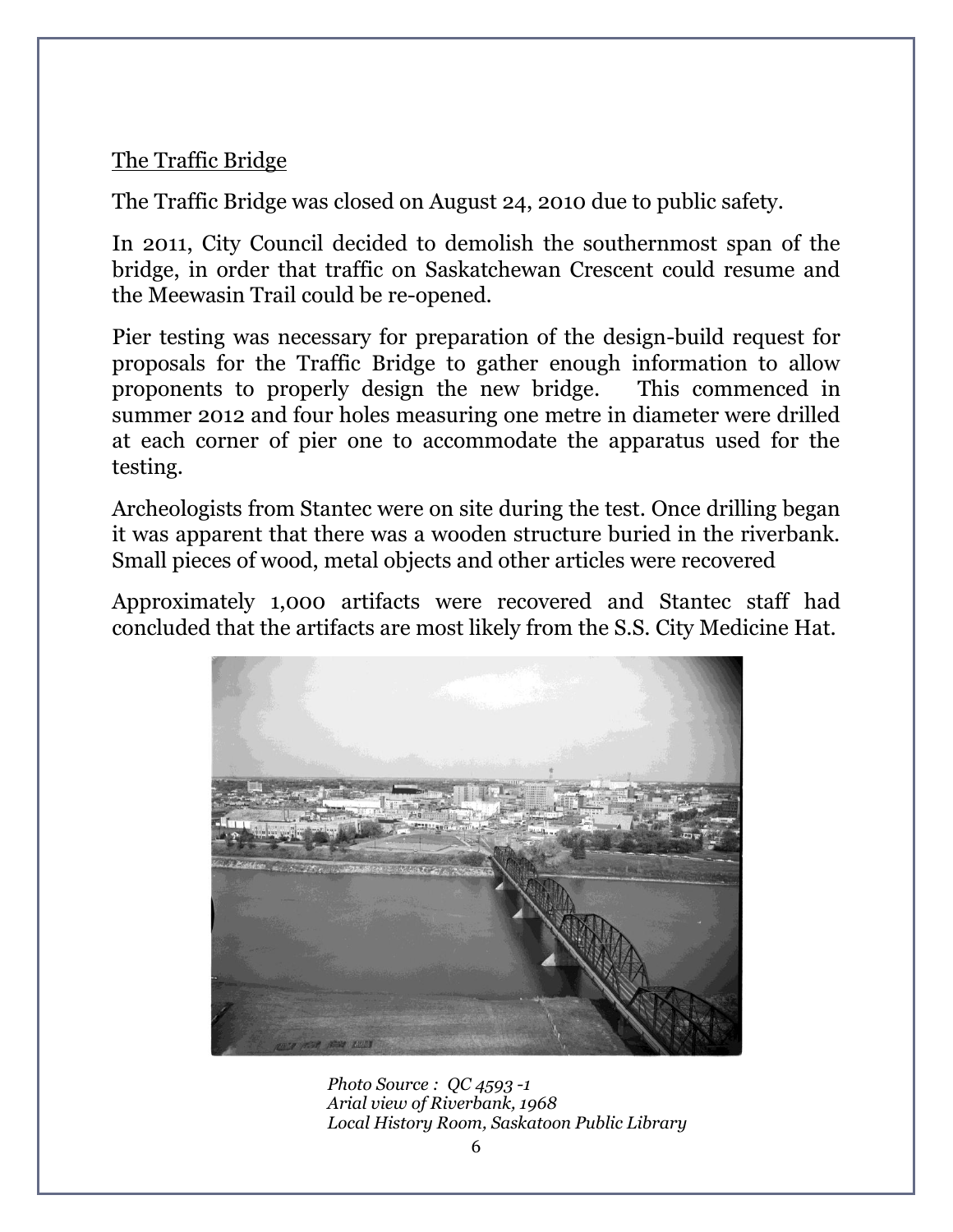## The Traffic Bridge

The Traffic Bridge was closed on August 24, 2010 due to public safety.

In 2011, City Council decided to demolish the southernmost span of the bridge, in order that traffic on Saskatchewan Crescent could resume and the Meewasin Trail could be re-opened.

Pier testing was necessary for preparation of the design-build request for proposals for the Traffic Bridge to gather enough information to allow proponents to properly design the new bridge. This commenced in summer 2012 and four holes measuring one metre in diameter were drilled at each corner of pier one to accommodate the apparatus used for the testing.

Archeologists from Stantec were on site during the test. Once drilling began it was apparent that there was a wooden structure buried in the riverbank. Small pieces of wood, metal objects and other articles were recovered

Approximately 1,000 artifacts were recovered and Stantec staff had concluded that the artifacts are most likely from the S.S. City Medicine Hat.

*Photo Source : QC 4593 -1*
*Arial view of Riverbank, 1968*
*Local History Room, Saskatoon Public Library*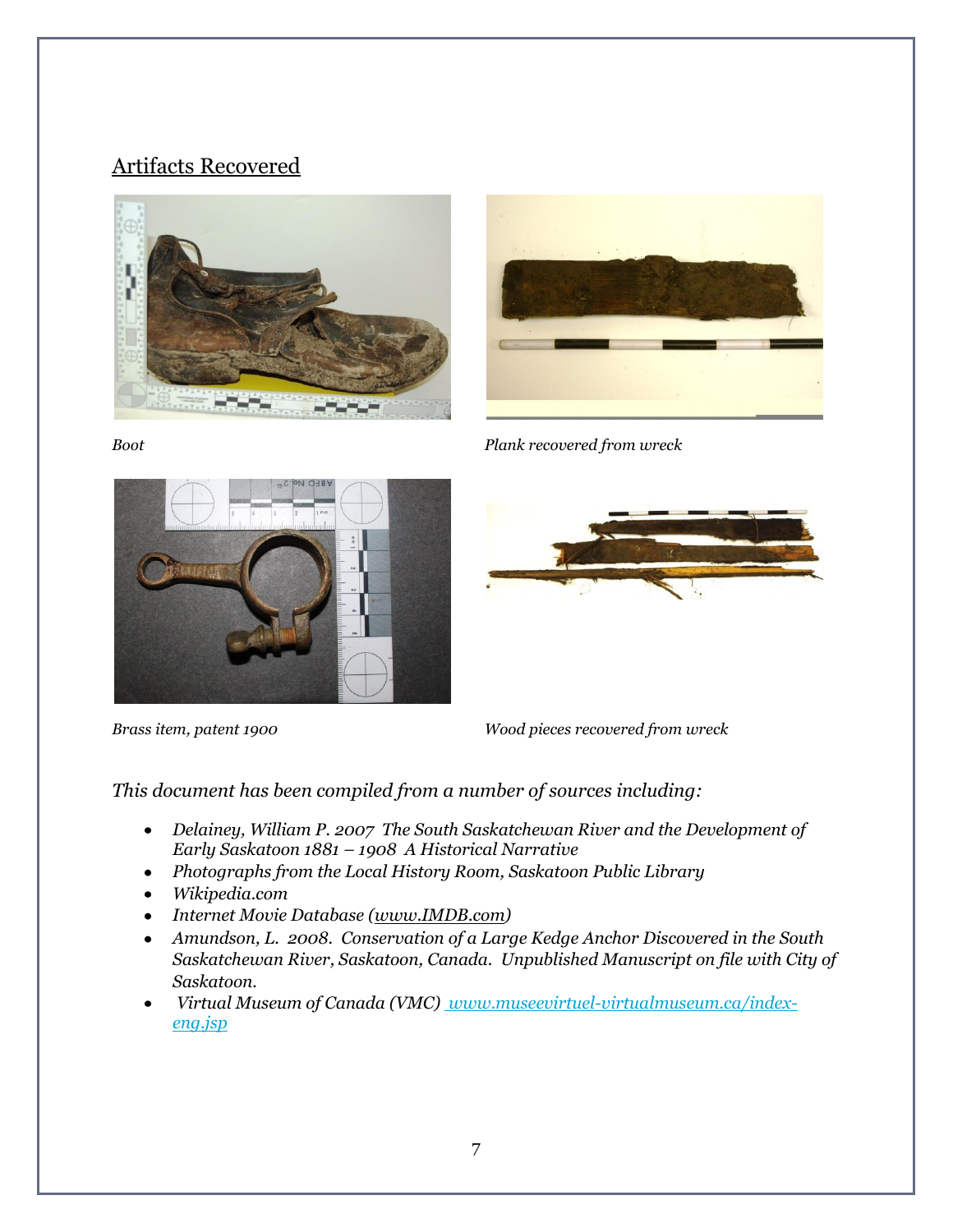## Artifacts Recovered

*Boot*

*Plank recovered from wreck*

*Brass item, patent 1900*

*Wood pieces recovered from wreck*

*This document has been compiled from a number of sources including:*

- *Delainey, William P. 2007 The South Saskatchewan River and the Development of Early Saskatoon 1881 – 1908 A Historical Narrative*
- *Photographs from the Local History Room, Saskatoon Public Library*
- *Wikipedia.com*
- *Internet Movie Database (www.IMDB.com)*
- *Amundson, L. 2008. Conservation of a Large Kedge Anchor Discovered in the South Saskatchewan River, Saskatoon, Canada. Unpublished Manuscript on file with City of Saskatoon.*
- *Virtual Museum of Canada (VMC) www.museevirtuel-virtualmuseum.ca/index-eng.jsp*